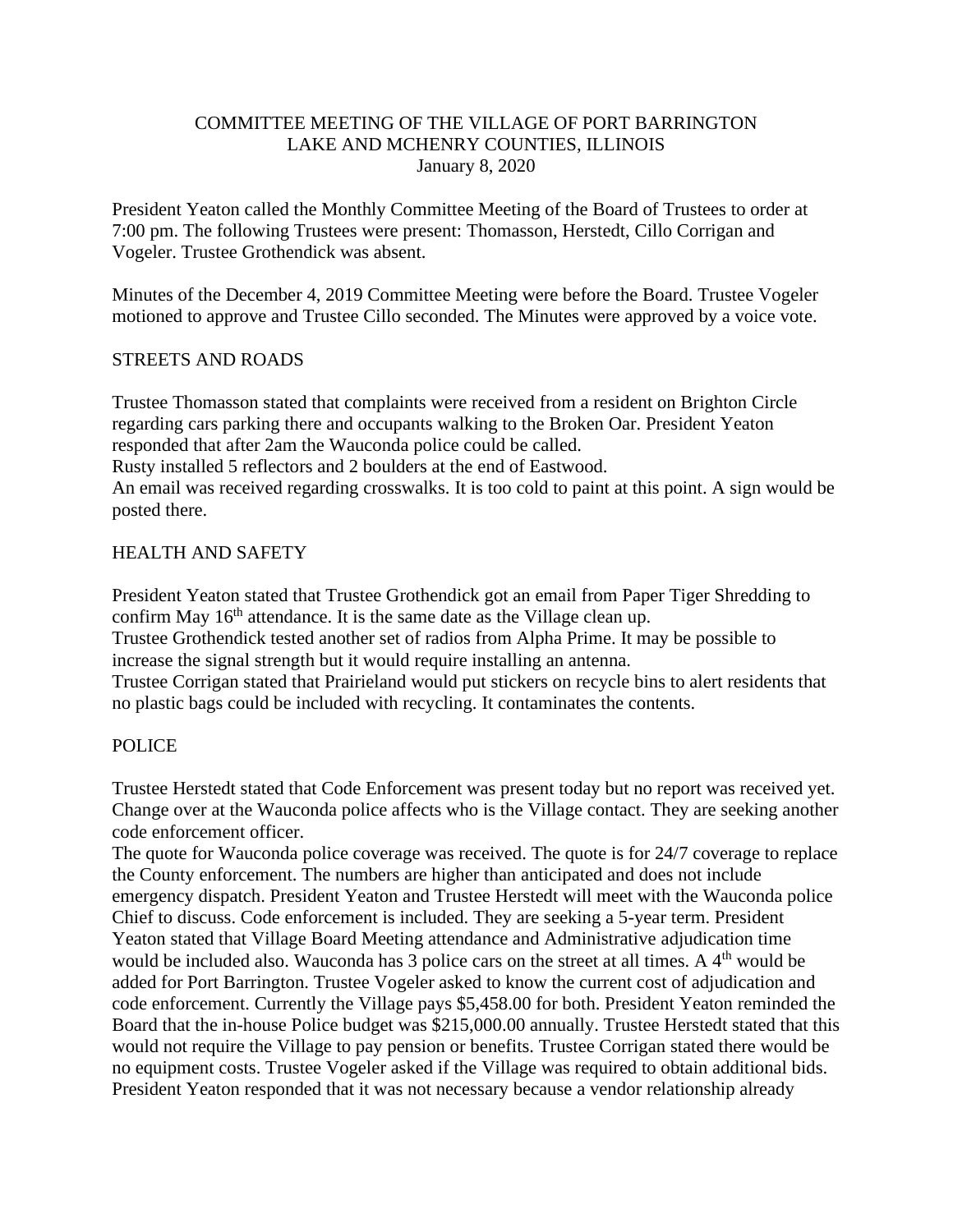# COMMITTEE MEETING OF THE VILLAGE OF PORT BARRINGTON
## LAKE AND MCHENRY COUNTIES, ILLINOIS
### January 8, 2020

President Yeaton called the Monthly Committee Meeting of the Board of Trustees to order at 7:00 pm. The following Trustees were present: Thomasson, Herstedt, Cillo Corrigan and Vogeler. Trustee Grothendick was absent.

Minutes of the December 4, 2019 Committee Meeting were before the Board. Trustee Vogeler motioned to approve and Trustee Cillo seconded. The Minutes were approved by a voice vote.

## STREETS AND ROADS

Trustee Thomasson stated that complaints were received from a resident on Brighton Circle regarding cars parking there and occupants walking to the Broken Oar. President Yeaton responded that after 2am the Wauconda police could be called.
Rusty installed 5 reflectors and 2 boulders at the end of Eastwood.
An email was received regarding crosswalks. It is too cold to paint at this point. A sign would be posted there.

## HEALTH AND SAFETY

President Yeaton stated that Trustee Grothendick got an email from Paper Tiger Shredding to confirm May 16th attendance. It is the same date as the Village clean up.
Trustee Grothendick tested another set of radios from Alpha Prime. It may be possible to increase the signal strength but it would require installing an antenna.
Trustee Corrigan stated that Prairieland would put stickers on recycle bins to alert residents that no plastic bags could be included with recycling. It contaminates the contents.

## POLICE

Trustee Herstedt stated that Code Enforcement was present today but no report was received yet. Change over at the Wauconda police affects who is the Village contact. They are seeking another code enforcement officer.
The quote for Wauconda police coverage was received. The quote is for 24/7 coverage to replace the County enforcement. The numbers are higher than anticipated and does not include emergency dispatch. President Yeaton and Trustee Herstedt will meet with the Wauconda police Chief to discuss. Code enforcement is included. They are seeking a 5-year term. President Yeaton stated that Village Board Meeting attendance and Administrative adjudication time would be included also. Wauconda has 3 police cars on the street at all times. A 4th would be added for Port Barrington. Trustee Vogeler asked to know the current cost of adjudication and code enforcement. Currently the Village pays $5,458.00 for both. President Yeaton reminded the Board that the in-house Police budget was $215,000.00 annually. Trustee Herstedt stated that this would not require the Village to pay pension or benefits. Trustee Corrigan stated there would be no equipment costs. Trustee Vogeler asked if the Village was required to obtain additional bids. President Yeaton responded that it was not necessary because a vendor relationship already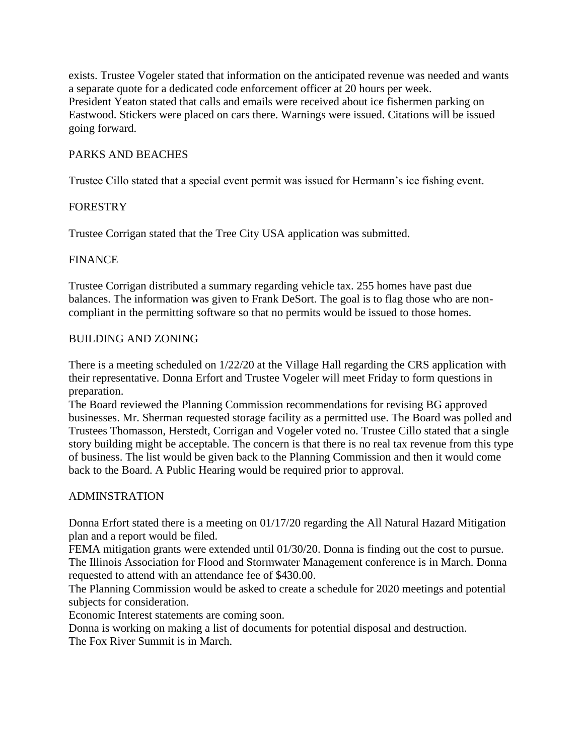exists. Trustee Vogeler stated that information on the anticipated revenue was needed and wants a separate quote for a dedicated code enforcement officer at 20 hours per week.
President Yeaton stated that calls and emails were received about ice fishermen parking on Eastwood. Stickers were placed on cars there. Warnings were issued. Citations will be issued going forward.

## PARKS AND BEACHES

Trustee Cillo stated that a special event permit was issued for Hermann's ice fishing event.

## FORESTRY

Trustee Corrigan stated that the Tree City USA application was submitted.

## FINANCE

Trustee Corrigan distributed a summary regarding vehicle tax. 255 homes have past due balances. The information was given to Frank DeSort. The goal is to flag those who are non-compliant in the permitting software so that no permits would be issued to those homes.

## BUILDING AND ZONING

There is a meeting scheduled on 1/22/20 at the Village Hall regarding the CRS application with their representative. Donna Erfort and Trustee Vogeler will meet Friday to form questions in preparation.
The Board reviewed the Planning Commission recommendations for revising BG approved businesses. Mr. Sherman requested storage facility as a permitted use. The Board was polled and Trustees Thomasson, Herstedt, Corrigan and Vogeler voted no. Trustee Cillo stated that a single story building might be acceptable. The concern is that there is no real tax revenue from this type of business. The list would be given back to the Planning Commission and then it would come back to the Board. A Public Hearing would be required prior to approval.

## ADMINSTRATION

Donna Erfort stated there is a meeting on 01/17/20 regarding the All Natural Hazard Mitigation plan and a report would be filed.
FEMA mitigation grants were extended until 01/30/20. Donna is finding out the cost to pursue.
The Illinois Association for Flood and Stormwater Management conference is in March. Donna requested to attend with an attendance fee of $430.00.
The Planning Commission would be asked to create a schedule for 2020 meetings and potential subjects for consideration.
Economic Interest statements are coming soon.
Donna is working on making a list of documents for potential disposal and destruction.
The Fox River Summit is in March.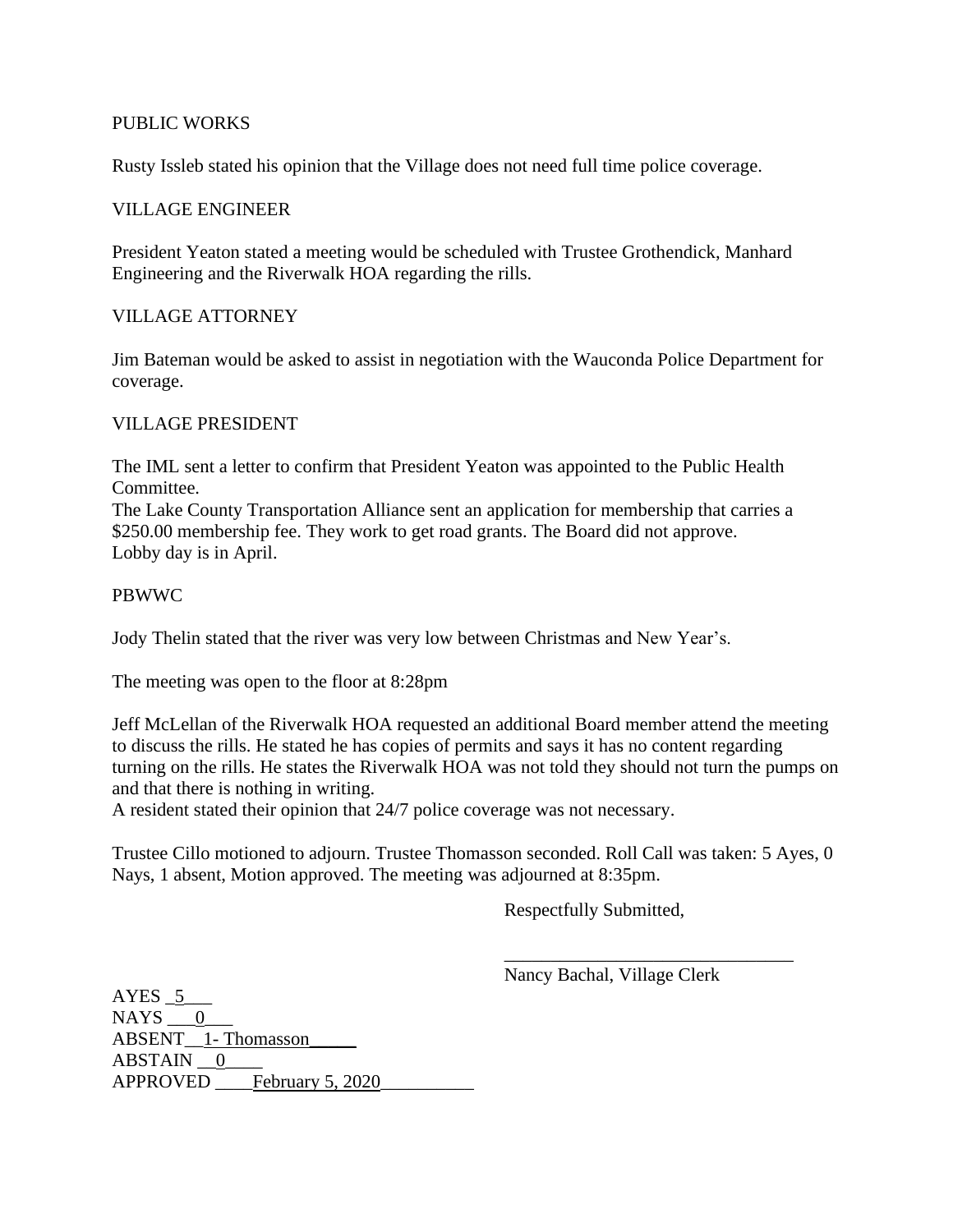PUBLIC WORKS

Rusty Issleb stated his opinion that the Village does not need full time police coverage.

VILLAGE ENGINEER

President Yeaton stated a meeting would be scheduled with Trustee Grothendick, Manhard Engineering and the Riverwalk HOA regarding the rills.

VILLAGE ATTORNEY

Jim Bateman would be asked to assist in negotiation with the Wauconda Police Department for coverage.

VILLAGE PRESIDENT

The IML sent a letter to confirm that President Yeaton was appointed to the Public Health Committee.
The Lake County Transportation Alliance sent an application for membership that carries a $250.00 membership fee. They work to get road grants. The Board did not approve.
Lobby day is in April.

PBWWC

Jody Thelin stated that the river was very low between Christmas and New Year's.

The meeting was open to the floor at 8:28pm

Jeff McLellan of the Riverwalk HOA requested an additional Board member attend the meeting to discuss the rills. He stated he has copies of permits and says it has no content regarding turning on the rills. He states the Riverwalk HOA was not told they should not turn the pumps on and that there is nothing in writing.
A resident stated their opinion that 24/7 police coverage was not necessary.

Trustee Cillo motioned to adjourn. Trustee Thomasson seconded. Roll Call was taken: 5 Ayes, 0 Nays, 1 absent, Motion approved. The meeting was adjourned at 8:35pm.

Respectfully Submitted,

_______________________________
Nancy Bachal, Village Clerk

AYES _5___
NAYS ___0___
ABSENT__1- Thomasson_____
ABSTAIN __0____
APPROVED ____February 5, 2020__________